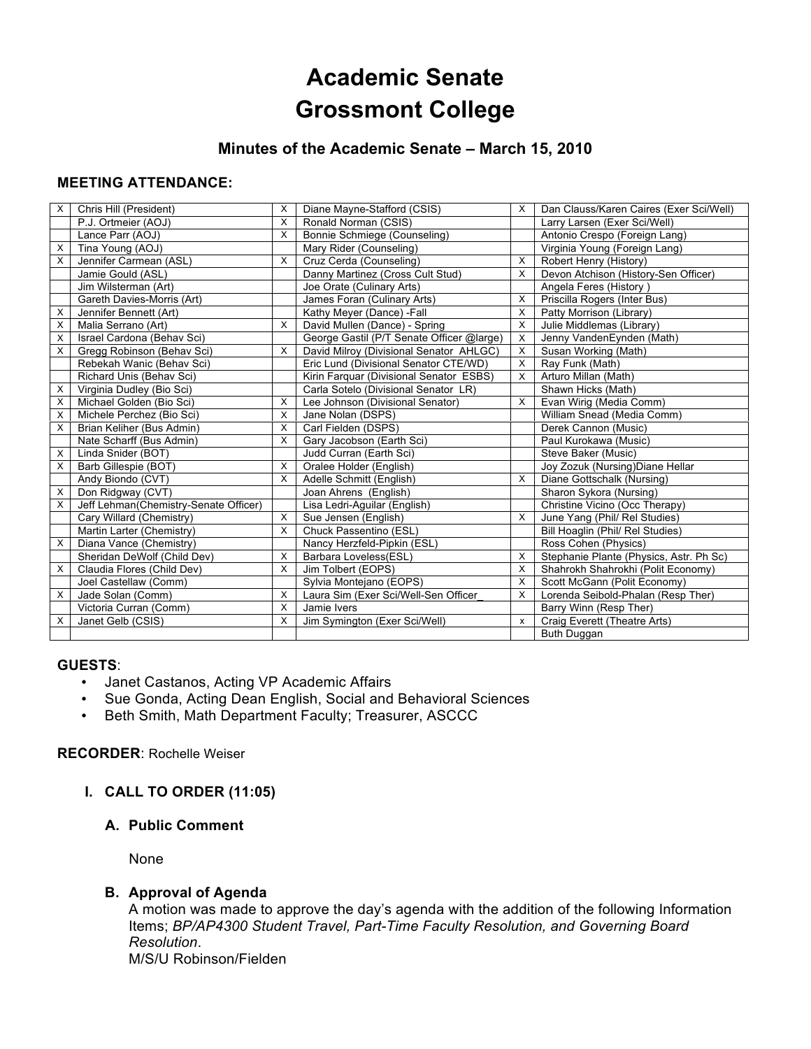# Academic Senate
# Grossmont College

### Minutes of the Academic Senate – March 15, 2010

**MEETING ATTENDANCE:**

| | | | | | |
|---|---|---|---|---|---|
| X | Chris Hill (President) | X | Diane Mayne-Stafford (CSIS) | X | Dan Clauss/Karen Caires (Exer Sci/Well) |
| | P.J. Ortmeier (AOJ) | X | Ronald Norman (CSIS) | | Larry Larsen (Exer Sci/Well) |
| | Lance Parr (AOJ) | X | Bonnie Schmiege (Counseling) | | Antonio Crespo (Foreign Lang) |
| X | Tina Young (AOJ) | | Mary Rider (Counseling) | | Virginia Young (Foreign Lang) |
| X | Jennifer Carmean (ASL) | X | Cruz Cerda (Counseling) | X | Robert Henry (History) |
| | Jamie Gould (ASL) | | Danny Martinez (Cross Cult Stud) | X | Devon Atchison (History-Sen Officer) |
| | Jim Wilsterman (Art) | | Joe Orate (Culinary Arts) | | Angela Feres (History ) |
| | Gareth Davies-Morris (Art) | | James Foran (Culinary Arts) | X | Priscilla Rogers (Inter Bus) |
| X | Jennifer Bennett (Art) | | Kathy Meyer (Dance) -Fall | X | Patty Morrison (Library) |
| X | Malia Serrano (Art) | X | David Mullen (Dance) - Spring | X | Julie Middlemas (Library) |
| X | Israel Cardona (Behav Sci) | | George Gastil (P/T Senate Officer @large) | X | Jenny VandenEynden (Math) |
| X | Gregg Robinson (Behav Sci) | X | David Milroy (Divisional Senator AHLGC) | X | Susan Working (Math) |
| | Rebekah Wanic (Behav Sci) | | Eric Lund (Divisional Senator CTE/WD) | X | Ray Funk (Math) |
| | Richard Unis (Behav Sci) | | Kirin Farquar (Divisional Senator ESBS) | X | Arturo Millan (Math) |
| X | Virginia Dudley (Bio Sci) | | Carla Sotelo (Divisional Senator LR) | | Shawn Hicks (Math) |
| X | Michael Golden (Bio Sci) | X | Lee Johnson (Divisional Senator) | X | Evan Wirig (Media Comm) |
| X | Michele Perchez (Bio Sci) | X | Jane Nolan (DSPS) | | William Snead (Media Comm) |
| X | Brian Keliher (Bus Admin) | X | Carl Fielden (DSPS) | | Derek Cannon (Music) |
| | Nate Scharff (Bus Admin) | X | Gary Jacobson (Earth Sci) | | Paul Kurokawa (Music) |
| X | Linda Snider (BOT) | | Judd Curran (Earth Sci) | | Steve Baker (Music) |
| X | Barb Gillespie (BOT) | X | Oralee Holder (English) | | Joy Zozuk (Nursing)Diane Hellar |
| | Andy Biondo (CVT) | X | Adelle Schmitt (English) | X | Diane Gottschalk (Nursing) |
| X | Don Ridgway (CVT) | | Joan Ahrens (English) | | Sharon Sykora (Nursing) |
| X | Jeff Lehman(Chemistry-Senate Officer) | | Lisa Ledri-Aguilar (English) | | Christine Vicino (Occ Therapy) |
| | Cary Willard (Chemistry) | X | Sue Jensen (English) | X | June Yang (Phil/ Rel Studies) |
| | Martin Larter (Chemistry) | X | Chuck Passentino (ESL) | | Bill Hoaglin (Phil/ Rel Studies) |
| X | Diana Vance (Chemistry) | | Nancy Herzfeld-Pipkin (ESL) | | Ross Cohen (Physics) |
| | Sheridan DeWolf (Child Dev) | X | Barbara Loveless(ESL) | X | Stephanie Plante (Physics, Astr. Ph Sc) |
| X | Claudia Flores (Child Dev) | X | Jim Tolbert (EOPS) | X | Shahrokh Shahrokhi (Polit Economy) |
| | Joel Castellaw (Comm) | | Sylvia Montejano (EOPS) | X | Scott McGann (Polit Economy) |
| X | Jade Solan (Comm) | X | Laura Sim (Exer Sci/Well-Sen Officer_ | X | Lorenda Seibold-Phalan (Resp Ther) |
| | Victoria Curran (Comm) | X | Jamie Ivers | | Barry Winn (Resp Ther) |
| X | Janet Gelb (CSIS) | X | Jim Symington (Exer Sci/Well) | x | Craig Everett (Theatre Arts) |
| | | | | | Buth Duggan |

**GUESTS**:

- Janet Castanos, Acting VP Academic Affairs
- Sue Gonda, Acting Dean English, Social and Behavioral Sciences
- Beth Smith, Math Department Faculty; Treasurer, ASCCC

**RECORDER**: Rochelle Weiser

## I. CALL TO ORDER (11:05)

### A. Public Comment

None

### B. Approval of Agenda

A motion was made to approve the day's agenda with the addition of the following Information Items; *BP/AP4300 Student Travel, Part-Time Faculty Resolution, and Governing Board Resolution*.
M/S/U Robinson/Fielden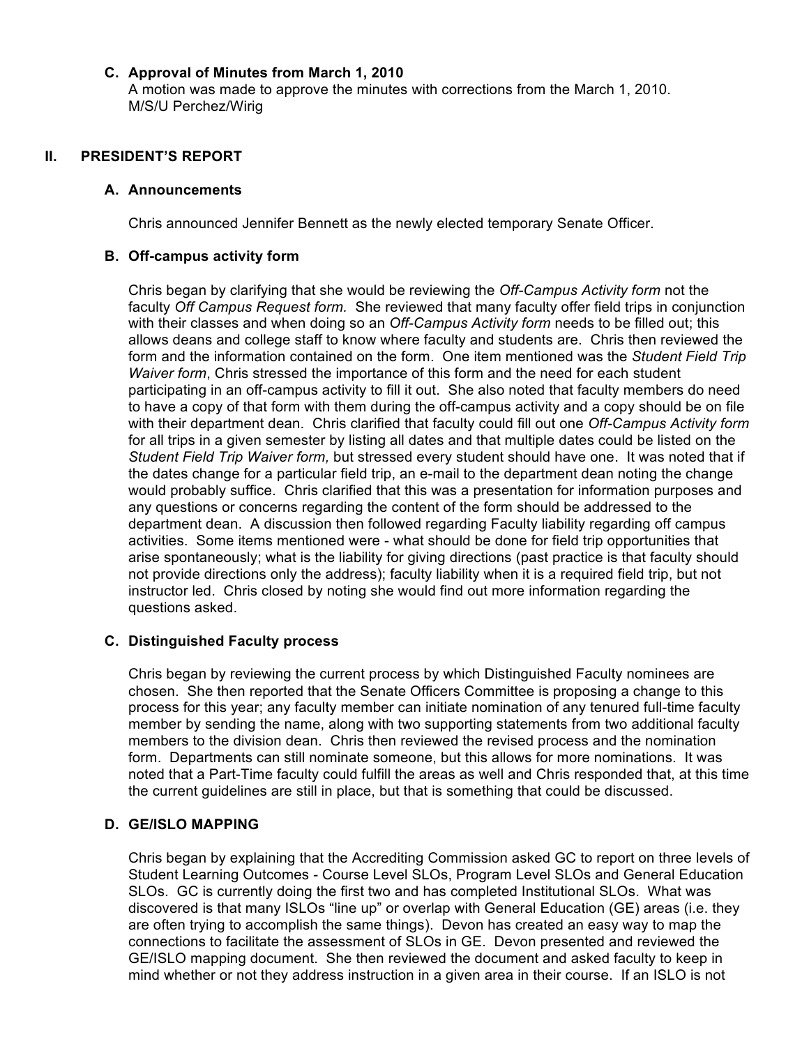### C. Approval of Minutes from March 1, 2010

A motion was made to approve the minutes with corrections from the March 1, 2010.
M/S/U Perchez/Wirig

## II. PRESIDENT'S REPORT

### A. Announcements

Chris announced Jennifer Bennett as the newly elected temporary Senate Officer.

### B. Off-campus activity form

Chris began by clarifying that she would be reviewing the *Off-Campus Activity form* not the faculty *Off Campus Request form.* She reviewed that many faculty offer field trips in conjunction with their classes and when doing so an *Off-Campus Activity form* needs to be filled out; this allows deans and college staff to know where faculty and students are. Chris then reviewed the form and the information contained on the form. One item mentioned was the *Student Field Trip Waiver form*, Chris stressed the importance of this form and the need for each student participating in an off-campus activity to fill it out. She also noted that faculty members do need to have a copy of that form with them during the off-campus activity and a copy should be on file with their department dean. Chris clarified that faculty could fill out one *Off-Campus Activity form* for all trips in a given semester by listing all dates and that multiple dates could be listed on the *Student Field Trip Waiver form,* but stressed every student should have one. It was noted that if the dates change for a particular field trip, an e-mail to the department dean noting the change would probably suffice. Chris clarified that this was a presentation for information purposes and any questions or concerns regarding the content of the form should be addressed to the department dean. A discussion then followed regarding Faculty liability regarding off campus activities. Some items mentioned were - what should be done for field trip opportunities that arise spontaneously; what is the liability for giving directions (past practice is that faculty should not provide directions only the address); faculty liability when it is a required field trip, but not instructor led. Chris closed by noting she would find out more information regarding the questions asked.

### C. Distinguished Faculty process

Chris began by reviewing the current process by which Distinguished Faculty nominees are chosen. She then reported that the Senate Officers Committee is proposing a change to this process for this year; any faculty member can initiate nomination of any tenured full-time faculty member by sending the name, along with two supporting statements from two additional faculty members to the division dean. Chris then reviewed the revised process and the nomination form. Departments can still nominate someone, but this allows for more nominations. It was noted that a Part-Time faculty could fulfill the areas as well and Chris responded that, at this time the current guidelines are still in place, but that is something that could be discussed.

### D. GE/ISLO MAPPING

Chris began by explaining that the Accrediting Commission asked GC to report on three levels of Student Learning Outcomes - Course Level SLOs, Program Level SLOs and General Education SLOs. GC is currently doing the first two and has completed Institutional SLOs. What was discovered is that many ISLOs "line up" or overlap with General Education (GE) areas (i.e. they are often trying to accomplish the same things). Devon has created an easy way to map the connections to facilitate the assessment of SLOs in GE. Devon presented and reviewed the GE/ISLO mapping document. She then reviewed the document and asked faculty to keep in mind whether or not they address instruction in a given area in their course. If an ISLO is not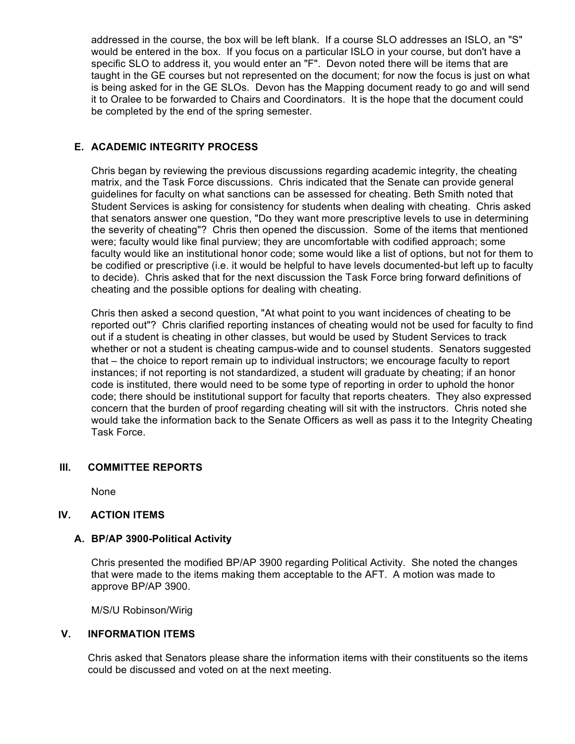addressed in the course, the box will be left blank. If a course SLO addresses an ISLO, an "S" would be entered in the box. If you focus on a particular ISLO in your course, but don't have a specific SLO to address it, you would enter an "F". Devon noted there will be items that are taught in the GE courses but not represented on the document; for now the focus is just on what is being asked for in the GE SLOs. Devon has the Mapping document ready to go and will send it to Oralee to be forwarded to Chairs and Coordinators. It is the hope that the document could be completed by the end of the spring semester.

### E. ACADEMIC INTEGRITY PROCESS

Chris began by reviewing the previous discussions regarding academic integrity, the cheating matrix, and the Task Force discussions. Chris indicated that the Senate can provide general guidelines for faculty on what sanctions can be assessed for cheating. Beth Smith noted that Student Services is asking for consistency for students when dealing with cheating. Chris asked that senators answer one question, "Do they want more prescriptive levels to use in determining the severity of cheating"? Chris then opened the discussion. Some of the items that mentioned were; faculty would like final purview; they are uncomfortable with codified approach; some faculty would like an institutional honor code; some would like a list of options, but not for them to be codified or prescriptive (i.e. it would be helpful to have levels documented-but left up to faculty to decide). Chris asked that for the next discussion the Task Force bring forward definitions of cheating and the possible options for dealing with cheating.

Chris then asked a second question, "At what point to you want incidences of cheating to be reported out"? Chris clarified reporting instances of cheating would not be used for faculty to find out if a student is cheating in other classes, but would be used by Student Services to track whether or not a student is cheating campus-wide and to counsel students. Senators suggested that – the choice to report remain up to individual instructors; we encourage faculty to report instances; if not reporting is not standardized, a student will graduate by cheating; if an honor code is instituted, there would need to be some type of reporting in order to uphold the honor code; there should be institutional support for faculty that reports cheaters. They also expressed concern that the burden of proof regarding cheating will sit with the instructors. Chris noted she would take the information back to the Senate Officers as well as pass it to the Integrity Cheating Task Force.

## III. COMMITTEE REPORTS

None

## IV. ACTION ITEMS

### A. BP/AP 3900-Political Activity

Chris presented the modified BP/AP 3900 regarding Political Activity. She noted the changes that were made to the items making them acceptable to the AFT. A motion was made to approve BP/AP 3900.

M/S/U Robinson/Wirig

## V. INFORMATION ITEMS

Chris asked that Senators please share the information items with their constituents so the items could be discussed and voted on at the next meeting.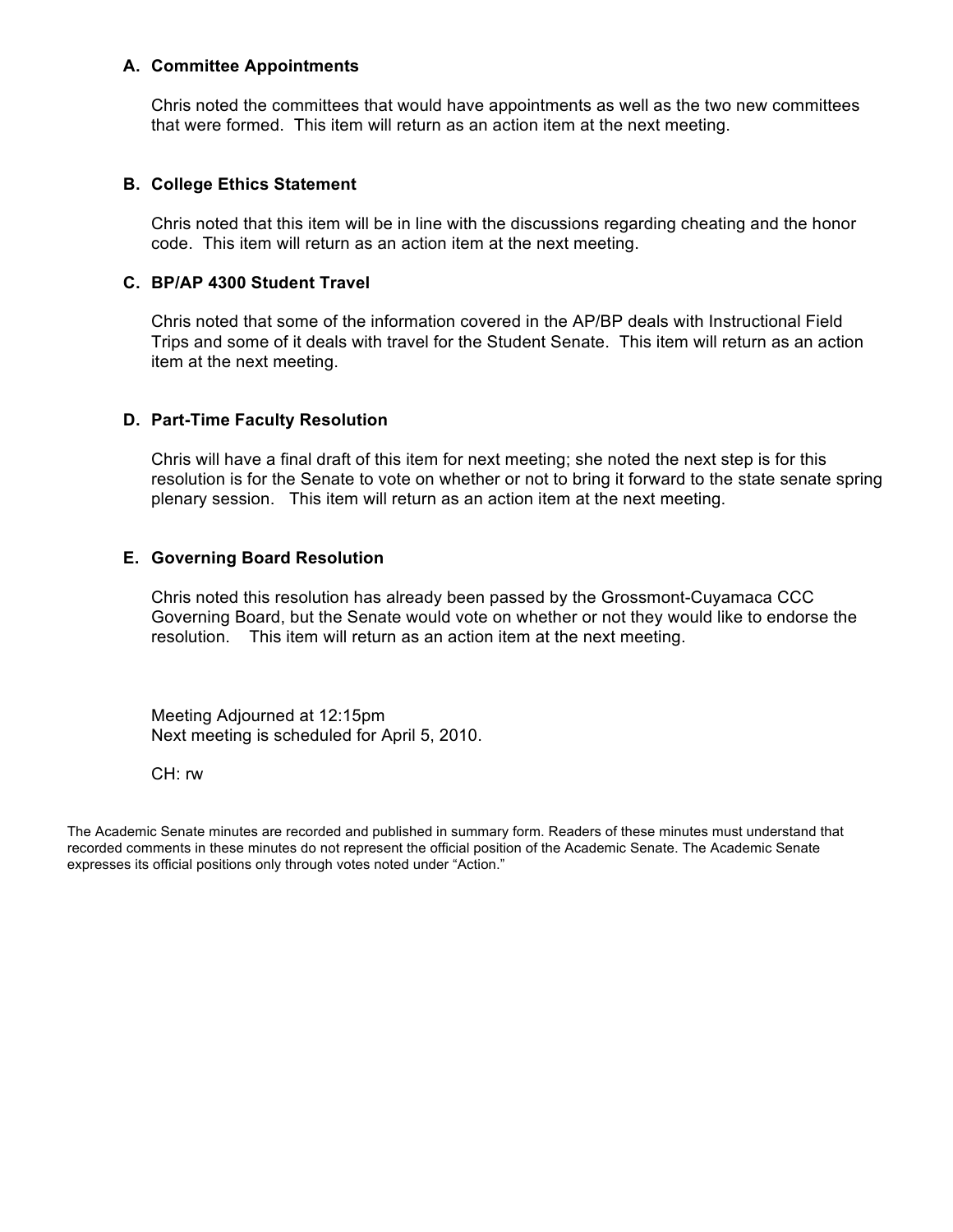**A. Committee Appointments**

Chris noted the committees that would have appointments as well as the two new committees that were formed. This item will return as an action item at the next meeting.

**B. College Ethics Statement**

Chris noted that this item will be in line with the discussions regarding cheating and the honor code. This item will return as an action item at the next meeting.

**C. BP/AP 4300 Student Travel**

Chris noted that some of the information covered in the AP/BP deals with Instructional Field Trips and some of it deals with travel for the Student Senate. This item will return as an action item at the next meeting.

**D. Part-Time Faculty Resolution**

Chris will have a final draft of this item for next meeting; she noted the next step is for this resolution is for the Senate to vote on whether or not to bring it forward to the state senate spring plenary session. This item will return as an action item at the next meeting.

**E. Governing Board Resolution**

Chris noted this resolution has already been passed by the Grossmont-Cuyamaca CCC Governing Board, but the Senate would vote on whether or not they would like to endorse the resolution. This item will return as an action item at the next meeting.

Meeting Adjourned at 12:15pm
Next meeting is scheduled for April 5, 2010.

CH: rw

The Academic Senate minutes are recorded and published in summary form. Readers of these minutes must understand that recorded comments in these minutes do not represent the official position of the Academic Senate. The Academic Senate expresses its official positions only through votes noted under "Action."